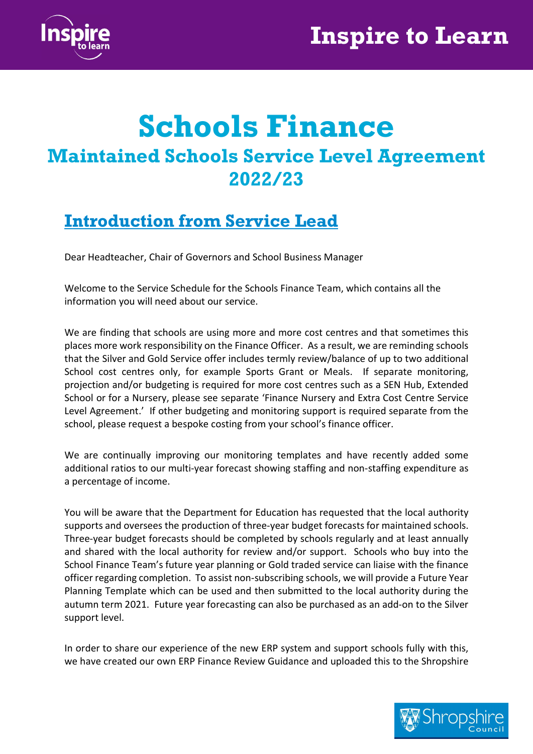# Schools Finance

## Maintained Schools Service Level Agreement 2022/23

## Introduction from Service Lead

Dear Headteacher, Chair of Governors and School Business Manager

Welcome to the Service Schedule for the Schools Finance Team, which contains all the information you will need about our service.

We are finding that schools are using more and more cost centres and that sometimes this places more work responsibility on the Finance Officer. As a result, we are reminding schools that the Silver and Gold Service offer includes termly review/balance of up to two additional School cost centres only, for example Sports Grant or Meals. If separate monitoring, projection and/or budgeting is required for more cost centres such as a SEN Hub, Extended School or for a Nursery, please see separate 'Finance Nursery and Extra Cost Centre Service Level Agreement.' If other budgeting and monitoring support is required separate from the school, please request a bespoke costing from your school's finance officer.

We are continually improving our monitoring templates and have recently added some additional ratios to our multi-year forecast showing staffing and non-staffing expenditure as a percentage of income.

You will be aware that the Department for Education has requested that the local authority supports and oversees the production of three-year budget forecasts for maintained schools. Three-year budget forecasts should be completed by schools regularly and at least annually and shared with the local authority for review and/or support. Schools who buy into the School Finance Team's future year planning or Gold traded service can liaise with the finance officer regarding completion. To assist non-subscribing schools, we will provide a Future Year Planning Template which can be used and then submitted to the local authority during the autumn term 2021. Future year forecasting can also be purchased as an add-on to the Silver support level.

In order to share our experience of the new ERP system and support schools fully with this, we have created our own ERP Finance Review Guidance and uploaded this to the Shropshire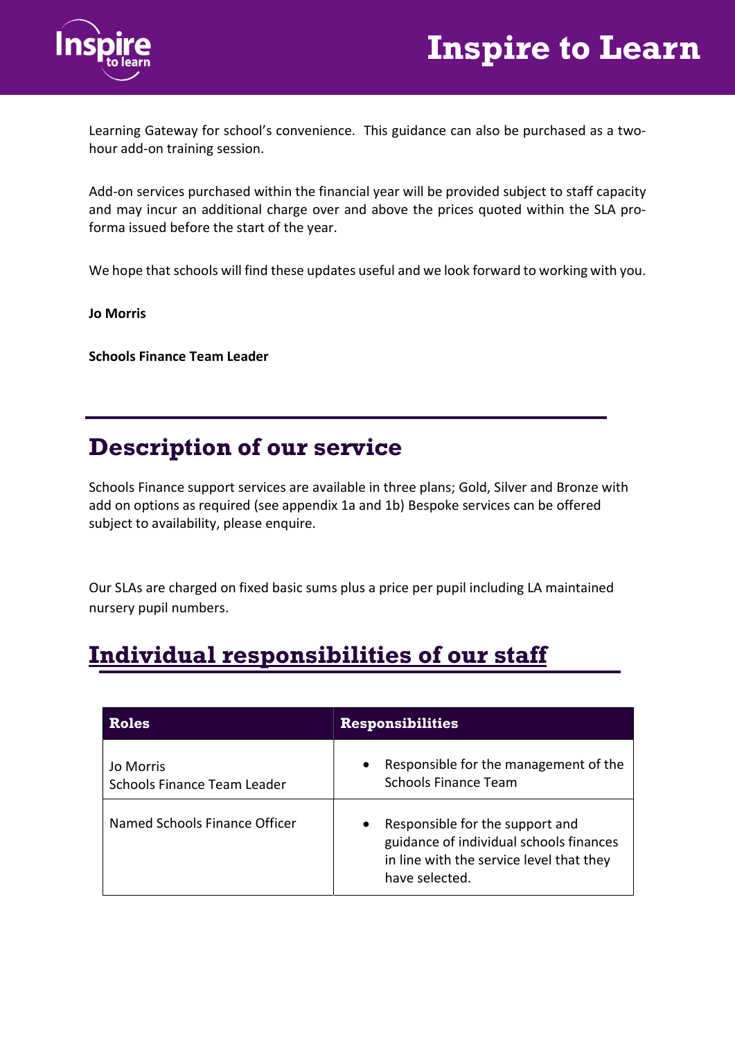Learning Gateway for school's convenience. This guidance can also be purchased as a two-hour add-on training session.

Add-on services purchased within the financial year will be provided subject to staff capacity and may incur an additional charge over and above the prices quoted within the SLA pro-forma issued before the start of the year.

We hope that schools will find these updates useful and we look forward to working with you.

**Jo Morris**

**Schools Finance Team Leader**

## Description of our service

Schools Finance support services are available in three plans; Gold, Silver and Bronze with add on options as required (see appendix 1a and 1b) Bespoke services can be offered subject to availability, please enquire.

Our SLAs are charged on fixed basic sums plus a price per pupil including LA maintained nursery pupil numbers.

## Individual responsibilities of our staff

| Roles | Responsibilities |
| --- | --- |
| Jo Morris<br>Schools Finance Team Leader | • Responsible for the management of the Schools Finance Team |
| Named Schools Finance Officer | • Responsible for the support and guidance of individual schools finances in line with the service level that they have selected. |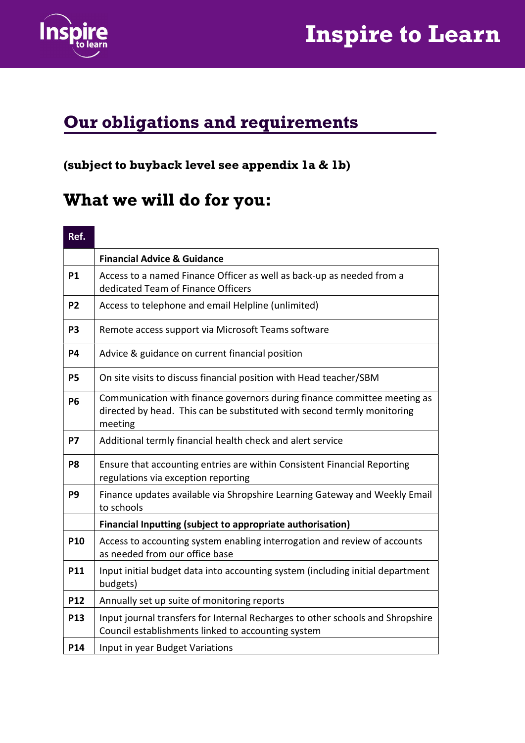## Our obligations and requirements

**(subject to buyback level see appendix 1a & 1b)**

## What we will do for you:

| Ref. | |
|---|---|
| | **Financial Advice & Guidance** |
| **P1** | Access to a named Finance Officer as well as back-up as needed from a dedicated Team of Finance Officers |
| **P2** | Access to telephone and email Helpline (unlimited) |
| **P3** | Remote access support via Microsoft Teams software |
| **P4** | Advice & guidance on current financial position |
| **P5** | On site visits to discuss financial position with Head teacher/SBM |
| **P6** | Communication with finance governors during finance committee meeting as directed by head. This can be substituted with second termly monitoring meeting |
| **P7** | Additional termly financial health check and alert service |
| **P8** | Ensure that accounting entries are within Consistent Financial Reporting regulations via exception reporting |
| **P9** | Finance updates available via Shropshire Learning Gateway and Weekly Email to schools |
| | **Financial Inputting (subject to appropriate authorisation)** |
| **P10** | Access to accounting system enabling interrogation and review of accounts as needed from our office base |
| **P11** | Input initial budget data into accounting system (including initial department budgets) |
| **P12** | Annually set up suite of monitoring reports |
| **P13** | Input journal transfers for Internal Recharges to other schools and Shropshire Council establishments linked to accounting system |
| **P14** | Input in year Budget Variations |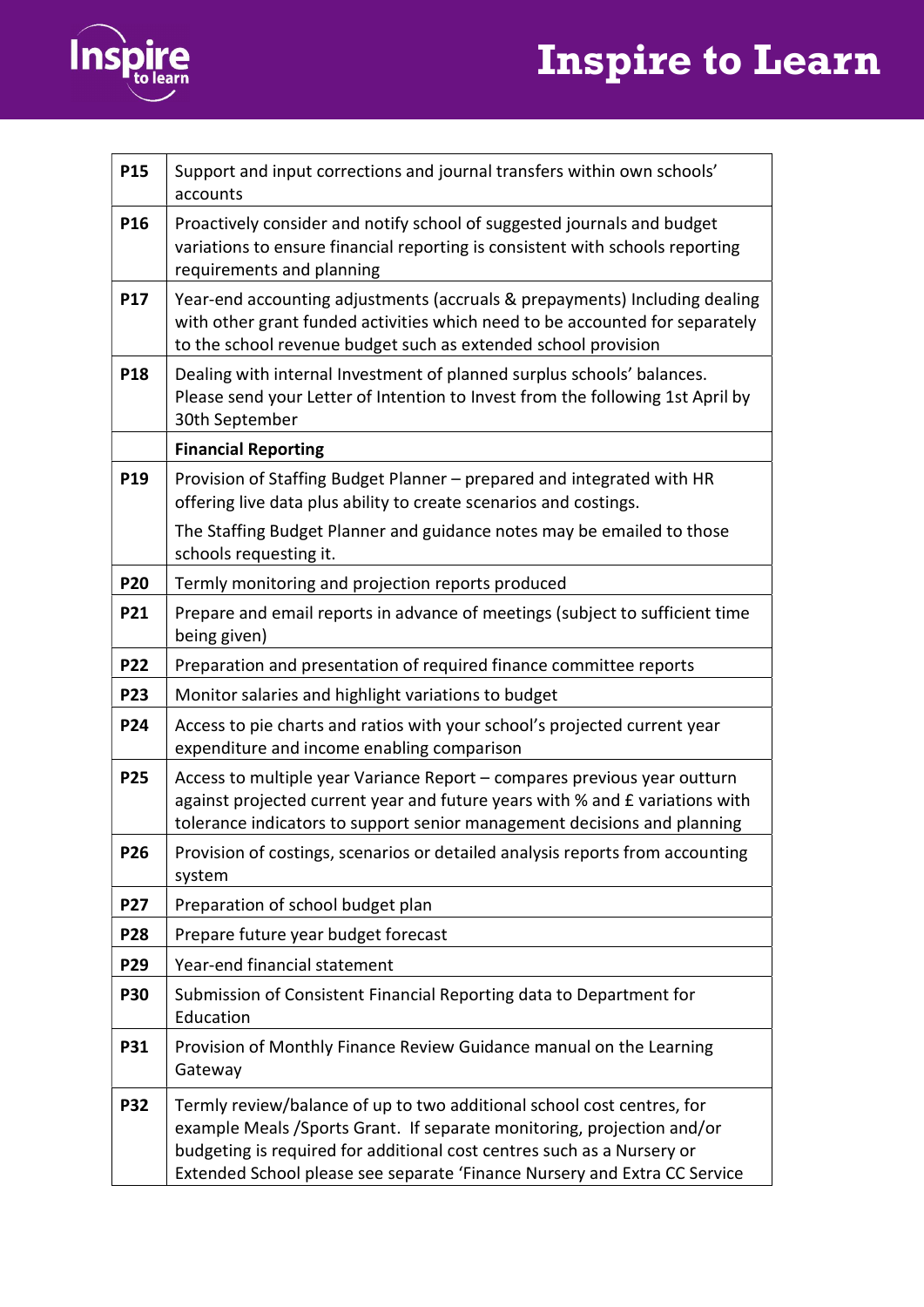| | |
|---|---|
| **P15** | Support and input corrections and journal transfers within own schools' accounts |
| **P16** | Proactively consider and notify school of suggested journals and budget variations to ensure financial reporting is consistent with schools reporting requirements and planning |
| **P17** | Year-end accounting adjustments (accruals & prepayments) Including dealing with other grant funded activities which need to be accounted for separately to the school revenue budget such as extended school provision |
| **P18** | Dealing with internal Investment of planned surplus schools' balances. Please send your Letter of Intention to Invest from the following 1st April by 30th September |
| | **Financial Reporting** |
| **P19** | Provision of Staffing Budget Planner – prepared and integrated with HR offering live data plus ability to create scenarios and costings. The Staffing Budget Planner and guidance notes may be emailed to those schools requesting it. |
| **P20** | Termly monitoring and projection reports produced |
| **P21** | Prepare and email reports in advance of meetings (subject to sufficient time being given) |
| **P22** | Preparation and presentation of required finance committee reports |
| **P23** | Monitor salaries and highlight variations to budget |
| **P24** | Access to pie charts and ratios with your school's projected current year expenditure and income enabling comparison |
| **P25** | Access to multiple year Variance Report – compares previous year outturn against projected current year and future years with % and £ variations with tolerance indicators to support senior management decisions and planning |
| **P26** | Provision of costings, scenarios or detailed analysis reports from accounting system |
| **P27** | Preparation of school budget plan |
| **P28** | Prepare future year budget forecast |
| **P29** | Year-end financial statement |
| **P30** | Submission of Consistent Financial Reporting data to Department for Education |
| **P31** | Provision of Monthly Finance Review Guidance manual on the Learning Gateway |
| **P32** | Termly review/balance of up to two additional school cost centres, for example Meals /Sports Grant. If separate monitoring, projection and/or budgeting is required for additional cost centres such as a Nursery or Extended School please see separate 'Finance Nursery and Extra CC Service |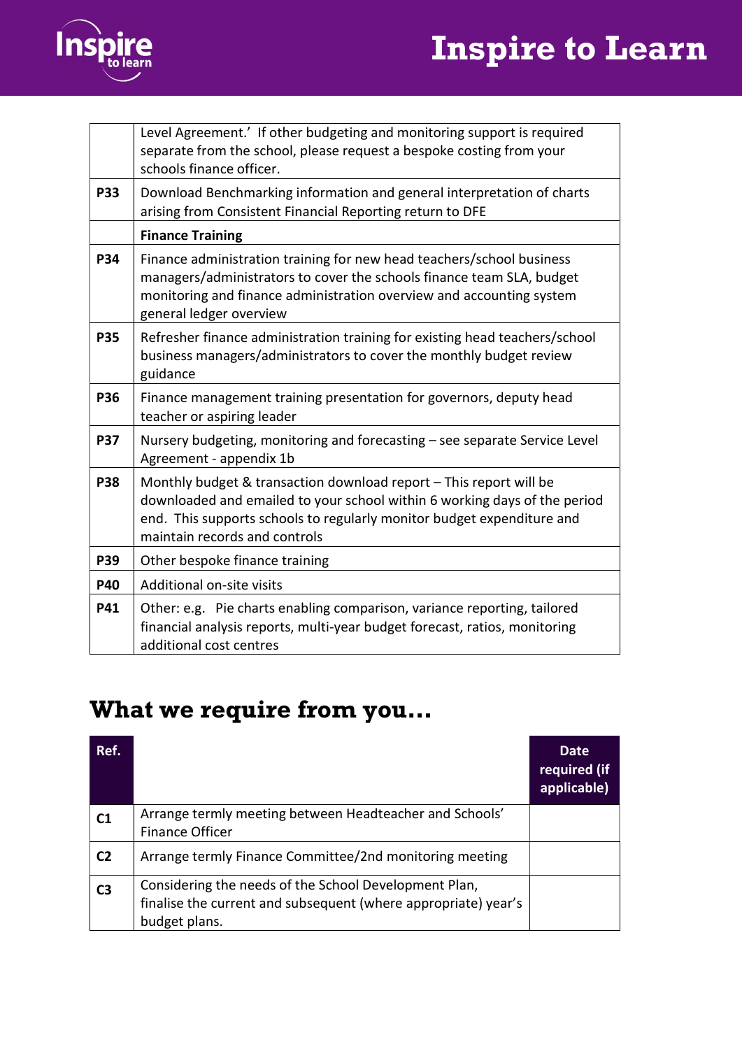| | |
|---|---|
| | Level Agreement.' If other budgeting and monitoring support is required separate from the school, please request a bespoke costing from your schools finance officer. |
| **P33** | Download Benchmarking information and general interpretation of charts arising from Consistent Financial Reporting return to DFE |
| | **Finance Training** |
| **P34** | Finance administration training for new head teachers/school business managers/administrators to cover the schools finance team SLA, budget monitoring and finance administration overview and accounting system general ledger overview |
| **P35** | Refresher finance administration training for existing head teachers/school business managers/administrators to cover the monthly budget review guidance |
| **P36** | Finance management training presentation for governors, deputy head teacher or aspiring leader |
| **P37** | Nursery budgeting, monitoring and forecasting – see separate Service Level Agreement - appendix 1b |
| **P38** | Monthly budget & transaction download report – This report will be downloaded and emailed to your school within 6 working days of the period end. This supports schools to regularly monitor budget expenditure and maintain records and controls |
| **P39** | Other bespoke finance training |
| **P40** | Additional on-site visits |
| **P41** | Other: e.g. Pie charts enabling comparison, variance reporting, tailored financial analysis reports, multi-year budget forecast, ratios, monitoring additional cost centres |

## What we require from you…

| Ref. | | Date required (if applicable) |
|---|---|---|
| **C1** | Arrange termly meeting between Headteacher and Schools' Finance Officer | |
| **C2** | Arrange termly Finance Committee/2nd monitoring meeting | |
| **C3** | Considering the needs of the School Development Plan, finalise the current and subsequent (where appropriate) year's budget plans. | |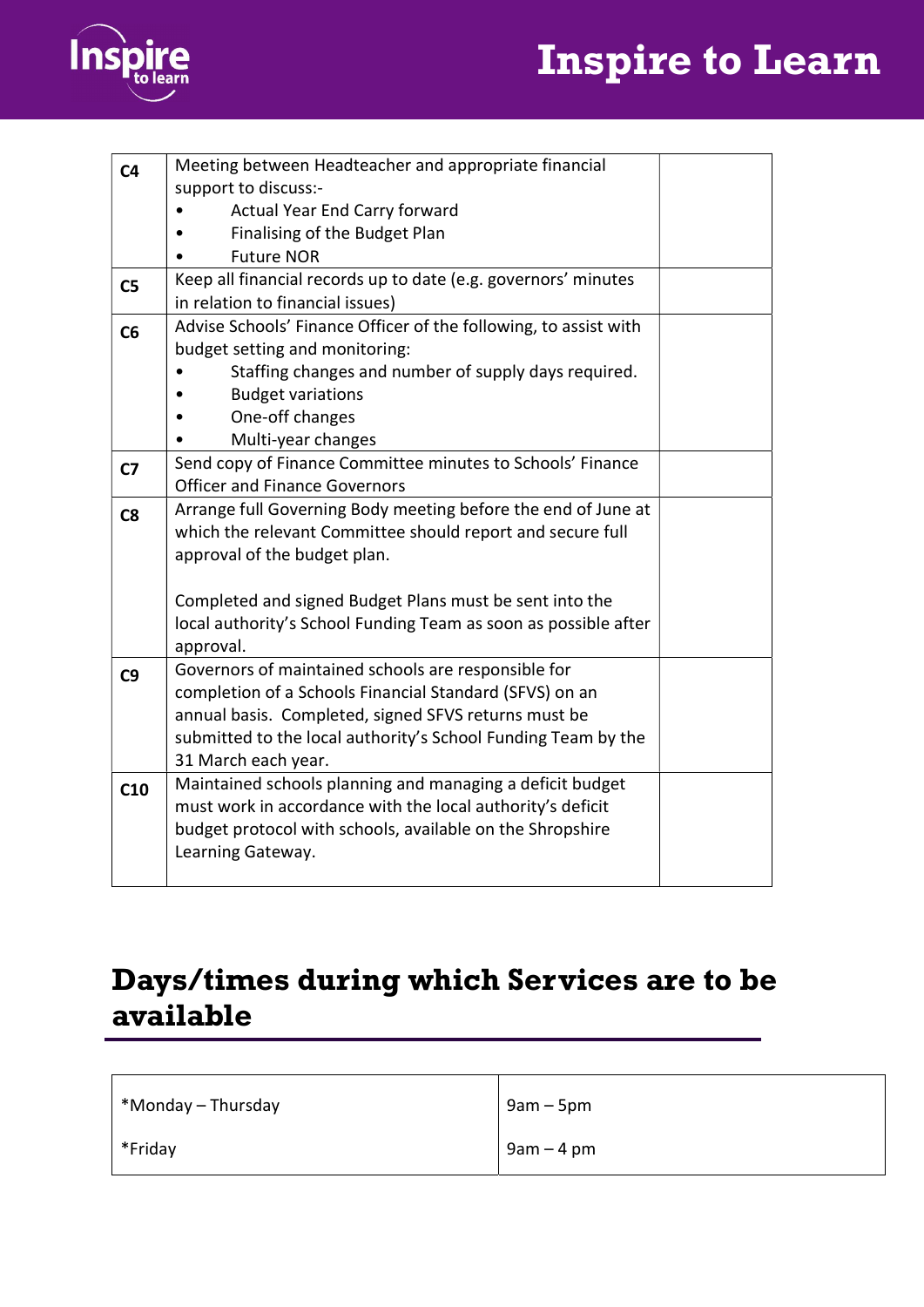| | | |
|---|---|---|
| **C4** | Meeting between Headteacher and appropriate financial support to discuss:-<br>• Actual Year End Carry forward<br>• Finalising of the Budget Plan<br>• Future NOR | |
| **C5** | Keep all financial records up to date (e.g. governors' minutes in relation to financial issues) | |
| **C6** | Advise Schools' Finance Officer of the following, to assist with budget setting and monitoring:<br>• Staffing changes and number of supply days required.<br>• Budget variations<br>• One-off changes<br>• Multi-year changes | |
| **C7** | Send copy of Finance Committee minutes to Schools' Finance Officer and Finance Governors | |
| **C8** | Arrange full Governing Body meeting before the end of June at which the relevant Committee should report and secure full approval of the budget plan.<br><br>Completed and signed Budget Plans must be sent into the local authority's School Funding Team as soon as possible after approval. | |
| **C9** | Governors of maintained schools are responsible for completion of a Schools Financial Standard (SFVS) on an annual basis. Completed, signed SFVS returns must be submitted to the local authority's School Funding Team by the 31 March each year. | |
| **C10** | Maintained schools planning and managing a deficit budget must work in accordance with the local authority's deficit budget protocol with schools, available on the Shropshire Learning Gateway. | |

## Days/times during which Services are to be available

| | |
|---|---|
| *Monday – Thursday | 9am – 5pm |
| *Friday | 9am – 4 pm |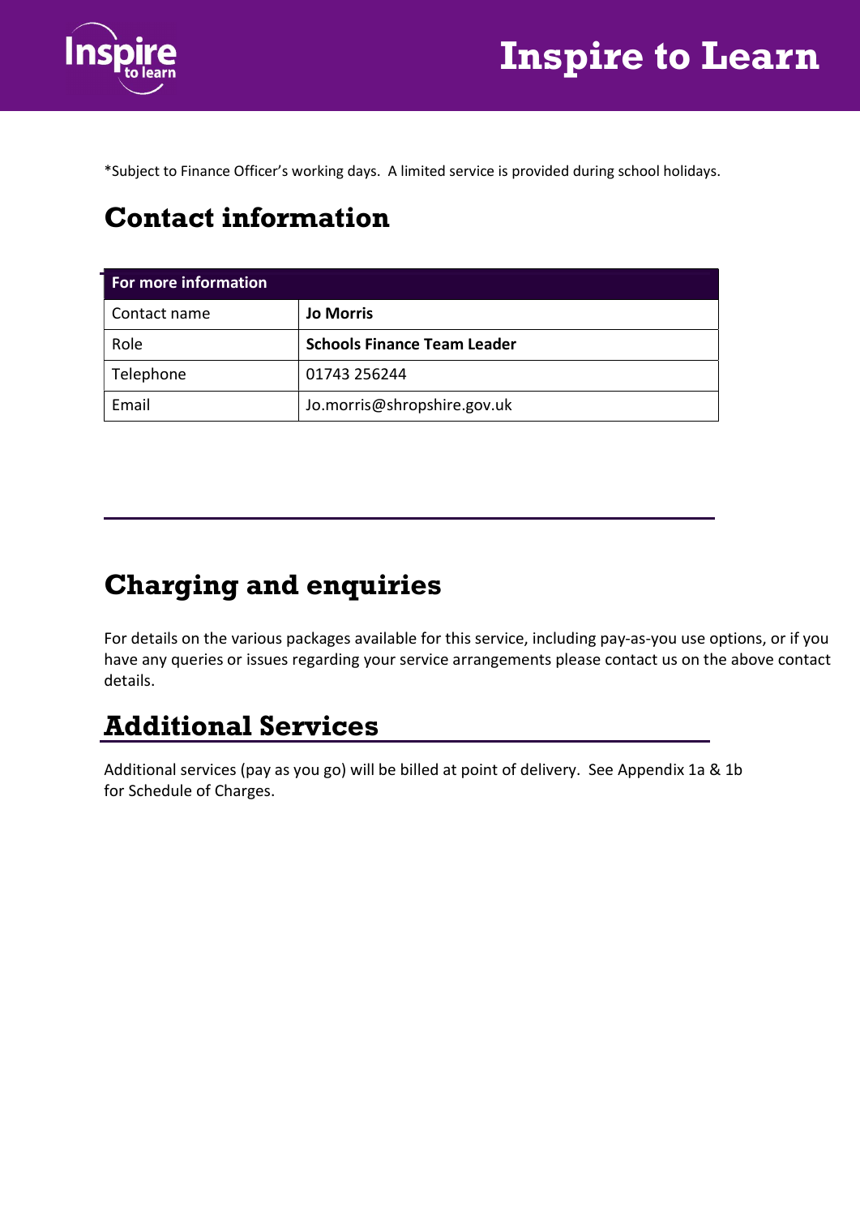*Subject to Finance Officer's working days. A limited service is provided during school holidays.

## Contact information

| For more information | |
|---|---|
| Contact name | **Jo Morris** |
| Role | **Schools Finance Team Leader** |
| Telephone | 01743 256244 |
| Email | Jo.morris@shropshire.gov.uk |

## Charging and enquiries

For details on the various packages available for this service, including pay-as-you use options, or if you have any queries or issues regarding your service arrangements please contact us on the above contact details.

## Additional Services

Additional services (pay as you go) will be billed at point of delivery. See Appendix 1a & 1b for Schedule of Charges.